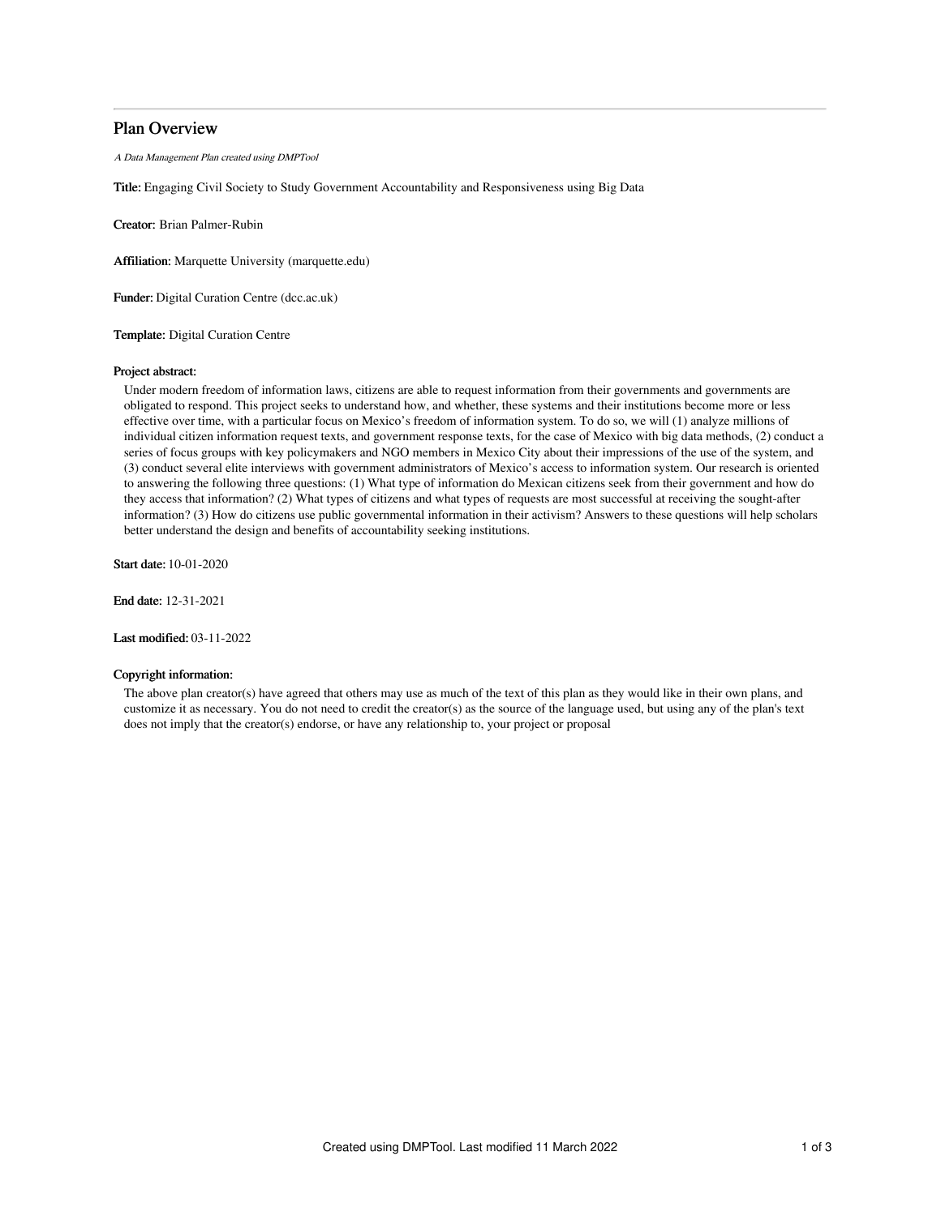# Plan Overview

*A Data Management Plan created using DMPTool*

**Title:** Engaging Civil Society to Study Government Accountability and Responsiveness using Big Data

**Creator:** Brian Palmer-Rubin

**Affiliation:** Marquette University (marquette.edu)

**Funder:** Digital Curation Centre (dcc.ac.uk)

**Template:** Digital Curation Centre

**Project abstract:**

Under modern freedom of information laws, citizens are able to request information from their governments and governments are obligated to respond. This project seeks to understand how, and whether, these systems and their institutions become more or less effective over time, with a particular focus on Mexico's freedom of information system. To do so, we will (1) analyze millions of individual citizen information request texts, and government response texts, for the case of Mexico with big data methods, (2) conduct a series of focus groups with key policymakers and NGO members in Mexico City about their impressions of the use of the system, and (3) conduct several elite interviews with government administrators of Mexico's access to information system. Our research is oriented to answering the following three questions: (1) What type of information do Mexican citizens seek from their government and how do they access that information? (2) What types of citizens and what types of requests are most successful at receiving the sought-after information? (3) How do citizens use public governmental information in their activism? Answers to these questions will help scholars better understand the design and benefits of accountability seeking institutions.

**Start date:** 10-01-2020

**End date:** 12-31-2021

**Last modified:** 03-11-2022

**Copyright information:**

The above plan creator(s) have agreed that others may use as much of the text of this plan as they would like in their own plans, and customize it as necessary. You do not need to credit the creator(s) as the source of the language used, but using any of the plan's text does not imply that the creator(s) endorse, or have any relationship to, your project or proposal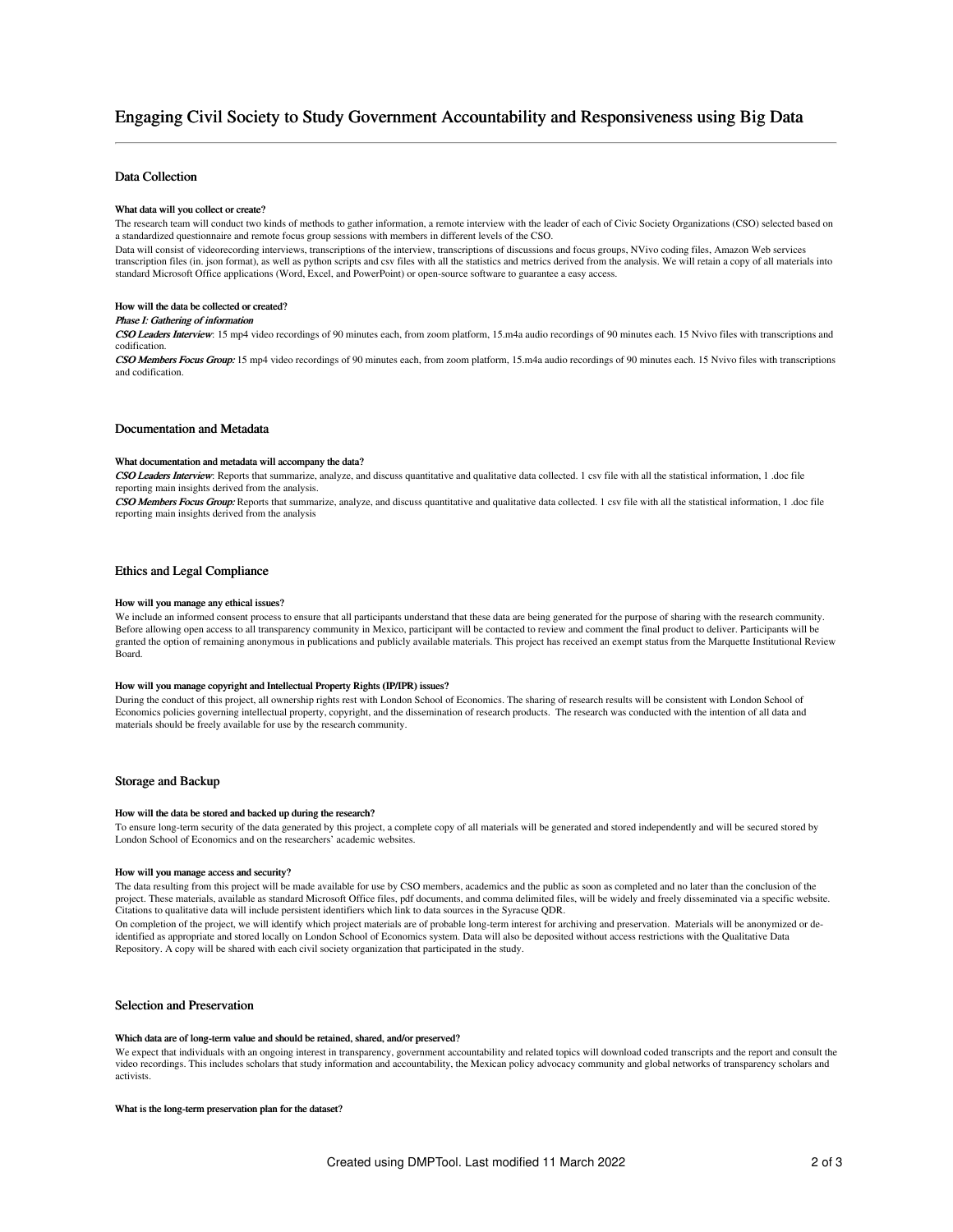## Engaging Civil Society to Study Government Accountability and Responsiveness using Big Data

### Data Collection

#### What data will you collect or create?

The research team will conduct two kinds of methods to gather information, a remote interview with the leader of each of Civic Society Organizations (CSO) selected based on a standardized questionnaire and remote focus group sessions with members in different levels of the CSO.

Data will consist of videorecording interviews, transcriptions of the interview, transcriptions of discussions and focus groups, NVivo coding files, Amazon Web services transcription files (in. json format), as well as python scripts and csv files with all the statistics and metrics derived from the analysis. We will retain a copy of all materials into standard Microsoft Office applications (Word, Excel, and PowerPoint) or open-source software to guarantee a easy access.

#### How will the data be collected or created?

***Phase I: Gathering of information***

***CSO Leaders Interview***: 15 mp4 video recordings of 90 minutes each, from zoom platform, 15.m4a audio recordings of 90 minutes each. 15 Nvivo files with transcriptions and codification.

***CSO Members Focus Group:*** 15 mp4 video recordings of 90 minutes each, from zoom platform, 15.m4a audio recordings of 90 minutes each. 15 Nvivo files with transcriptions and codification.

### Documentation and Metadata

#### What documentation and metadata will accompany the data?

***CSO Leaders Interview***: Reports that summarize, analyze, and discuss quantitative and qualitative data collected. 1 csv file with all the statistical information, 1 .doc file reporting main insights derived from the analysis.

***CSO Members Focus Group:*** Reports that summarize, analyze, and discuss quantitative and qualitative data collected. 1 csv file with all the statistical information, 1 .doc file reporting main insights derived from the analysis

### Ethics and Legal Compliance

#### How will you manage any ethical issues?

We include an informed consent process to ensure that all participants understand that these data are being generated for the purpose of sharing with the research community. Before allowing open access to all transparency community in Mexico, participant will be contacted to review and comment the final product to deliver. Participants will be granted the option of remaining anonymous in publications and publicly available materials. This project has received an exempt status from the Marquette Institutional Review Board.

#### How will you manage copyright and Intellectual Property Rights (IP/IPR) issues?

During the conduct of this project, all ownership rights rest with London School of Economics. The sharing of research results will be consistent with London School of Economics policies governing intellectual property, copyright, and the dissemination of research products. The research was conducted with the intention of all data and materials should be freely available for use by the research community.

### Storage and Backup

#### How will the data be stored and backed up during the research?

To ensure long-term security of the data generated by this project, a complete copy of all materials will be generated and stored independently and will be secured stored by London School of Economics and on the researchers' academic websites.

#### How will you manage access and security?

The data resulting from this project will be made available for use by CSO members, academics and the public as soon as completed and no later than the conclusion of the project. These materials, available as standard Microsoft Office files, pdf documents, and comma delimited files, will be widely and freely disseminated via a specific website. Citations to qualitative data will include persistent identifiers which link to data sources in the Syracuse QDR.

On completion of the project, we will identify which project materials are of probable long-term interest for archiving and preservation. Materials will be anonymized or de-identified as appropriate and stored locally on London School of Economics system. Data will also be deposited without access restrictions with the Qualitative Data Repository. A copy will be shared with each civil society organization that participated in the study.

### Selection and Preservation

#### Which data are of long-term value and should be retained, shared, and/or preserved?

We expect that individuals with an ongoing interest in transparency, government accountability and related topics will download coded transcripts and the report and consult the video recordings. This includes scholars that study information and accountability, the Mexican policy advocacy community and global networks of transparency scholars and activists.

#### What is the long-term preservation plan for the dataset?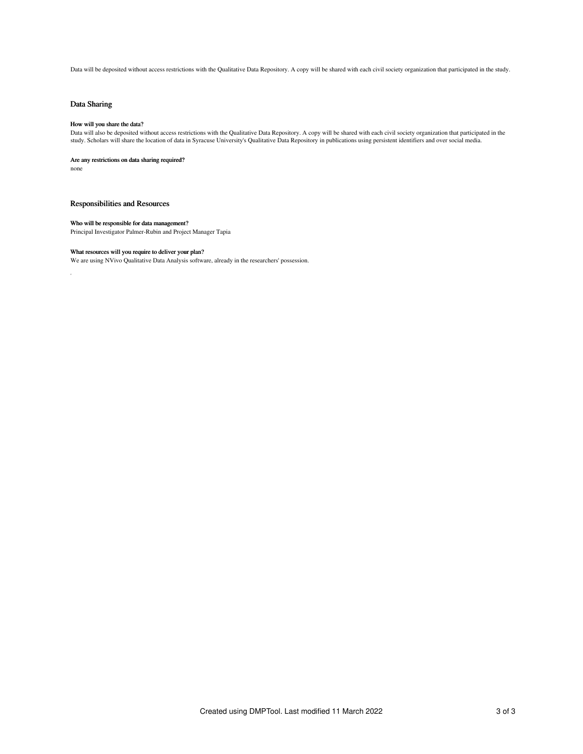Data will be deposited without access restrictions with the Qualitative Data Repository. A copy will be shared with each civil society organization that participated in the study.

## Data Sharing

**How will you share the data?**

Data will also be deposited without access restrictions with the Qualitative Data Repository. A copy will be shared with each civil society organization that participated in the study. Scholars will share the location of data in Syracuse University's Qualitative Data Repository in publications using persistent identifiers and over social media.

**Are any restrictions on data sharing required?**

none

## Responsibilities and Resources

**Who will be responsible for data management?**

Principal Investigator Palmer-Rubin and Project Manager Tapia

**What resources will you require to deliver your plan?**

We are using NVivo Qualitative Data Analysis software, already in the researchers' possession.